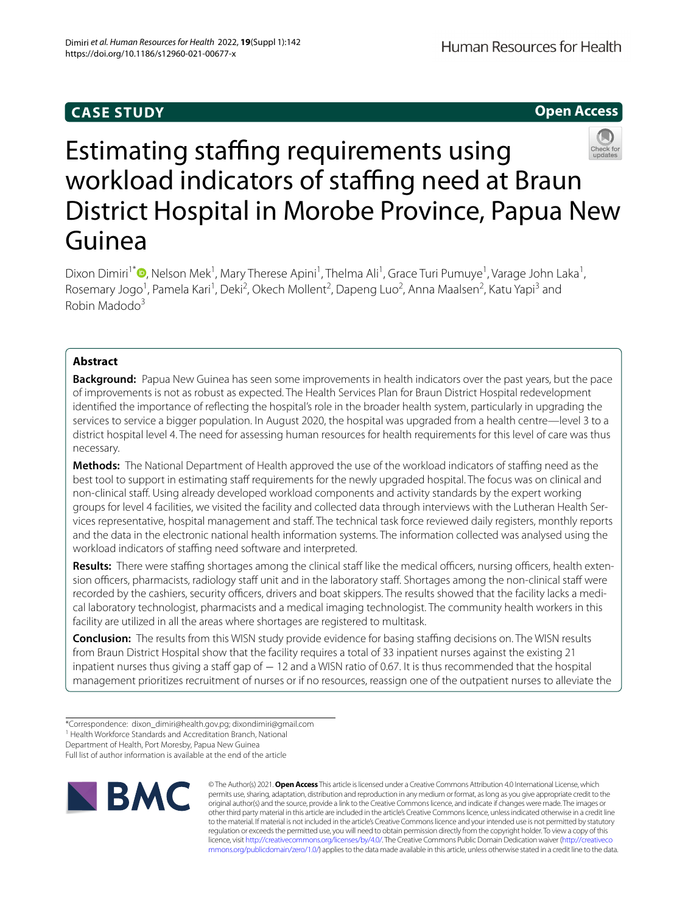CASE STUDY

Open Access

# Estimating staffing requirements using workload indicators of staffing need at Braun District Hospital in Morobe Province, Papua New Guinea

Dixon Dimiri[1*], Nelson Mek[1], Mary Therese Apini[1], Thelma Ali[1], Grace Turi Pumuye[1], Varage John Laka[1], Rosemary Jogo[1], Pamela Kari[1], Deki[2], Okech Mollent[2], Dapeng Luo[2], Anna Maalsen[2], Katu Yapi[3] and Robin Madodo[3]

## Abstract

**Background:** Papua New Guinea has seen some improvements in health indicators over the past years, but the pace of improvements is not as robust as expected. The Health Services Plan for Braun District Hospital redevelopment identified the importance of reflecting the hospital's role in the broader health system, particularly in upgrading the services to service a bigger population. In August 2020, the hospital was upgraded from a health centre—level 3 to a district hospital level 4. The need for assessing human resources for health requirements for this level of care was thus necessary.

**Methods:** The National Department of Health approved the use of the workload indicators of staffing need as the best tool to support in estimating staff requirements for the newly upgraded hospital. The focus was on clinical and non-clinical staff. Using already developed workload components and activity standards by the expert working groups for level 4 facilities, we visited the facility and collected data through interviews with the Lutheran Health Services representative, hospital management and staff. The technical task force reviewed daily registers, monthly reports and the data in the electronic national health information systems. The information collected was analysed using the workload indicators of staffing need software and interpreted.

**Results:** There were staffing shortages among the clinical staff like the medical officers, nursing officers, health extension officers, pharmacists, radiology staff unit and in the laboratory staff. Shortages among the non-clinical staff were recorded by the cashiers, security officers, drivers and boat skippers. The results showed that the facility lacks a medical laboratory technologist, pharmacists and a medical imaging technologist. The community health workers in this facility are utilized in all the areas where shortages are registered to multitask.

**Conclusion:** The results from this WISN study provide evidence for basing staffing decisions on. The WISN results from Braun District Hospital show that the facility requires a total of 33 inpatient nurses against the existing 21 inpatient nurses thus giving a staff gap of − 12 and a WISN ratio of 0.67. It is thus recommended that the hospital management prioritizes recruitment of nurses or if no resources, reassign one of the outpatient nurses to alleviate the

*Correspondence: dixon_dimiri@health.gov.pg; dixondimiri@gmail.com
[1] Health Workforce Standards and Accreditation Branch, National Department of Health, Port Moresby, Papua New Guinea
Full list of author information is available at the end of the article

© The Author(s) 2021. **Open Access** This article is licensed under a Creative Commons Attribution 4.0 International License, which permits use, sharing, adaptation, distribution and reproduction in any medium or format, as long as you give appropriate credit to the original author(s) and the source, provide a link to the Creative Commons licence, and indicate if changes were made. The images or other third party material in this article are included in the article's Creative Commons licence, unless indicated otherwise in a credit line to the material. If material is not included in the article's Creative Commons licence and your intended use is not permitted by statutory regulation or exceeds the permitted use, you will need to obtain permission directly from the copyright holder. To view a copy of this licence, visit http://creativecommons.org/licenses/by/4.0/. The Creative Commons Public Domain Dedication waiver (http://creativecommons.org/publicdomain/zero/1.0/) applies to the data made available in this article, unless otherwise stated in a credit line to the data.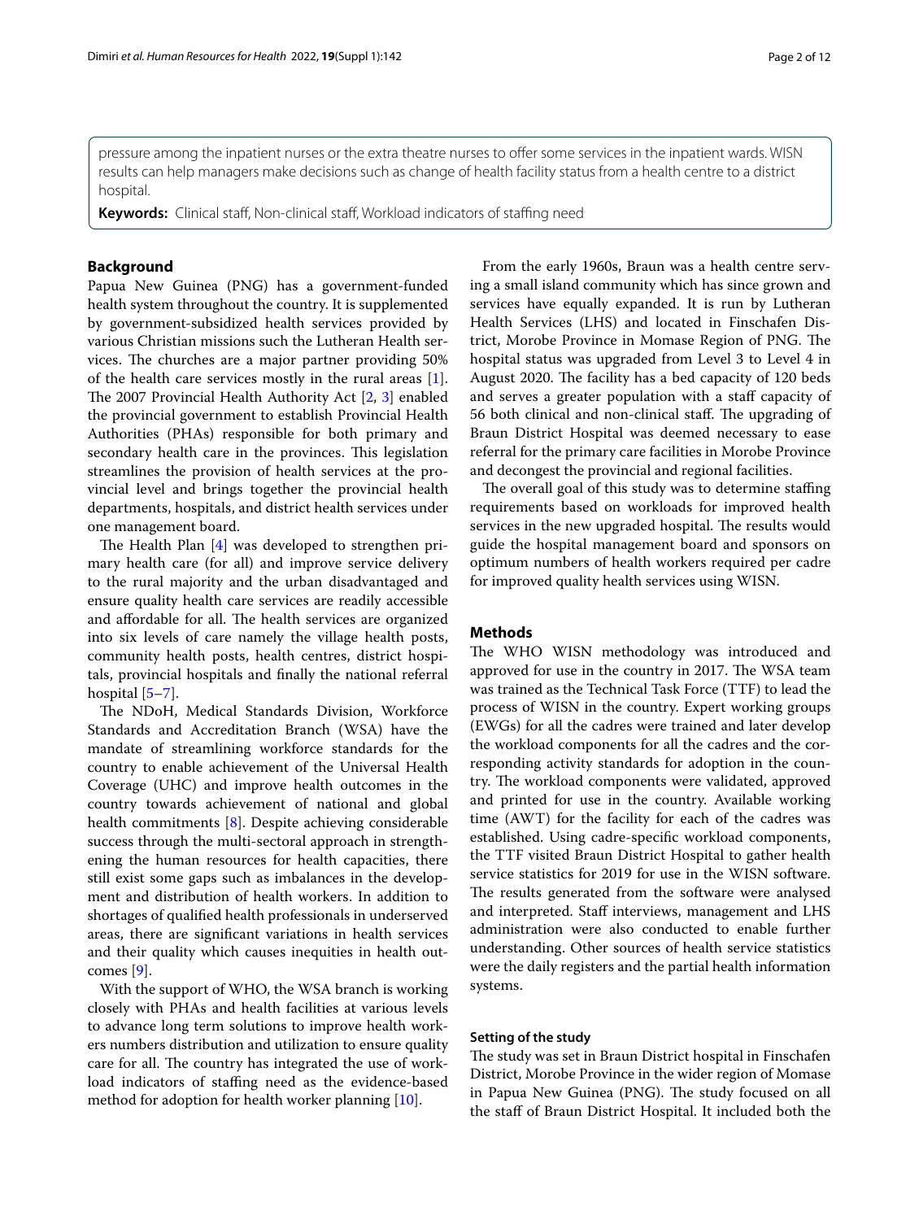pressure among the inpatient nurses or the extra theatre nurses to offer some services in the inpatient wards. WISN results can help managers make decisions such as change of health facility status from a health centre to a district hospital.

**Keywords:** Clinical staff, Non-clinical staff, Workload indicators of staffing need

## Background

Papua New Guinea (PNG) has a government-funded health system throughout the country. It is supplemented by government-subsidized health services provided by various Christian missions such the Lutheran Health services. The churches are a major partner providing 50% of the health care services mostly in the rural areas [1]. The 2007 Provincial Health Authority Act [2, 3] enabled the provincial government to establish Provincial Health Authorities (PHAs) responsible for both primary and secondary health care in the provinces. This legislation streamlines the provision of health services at the provincial level and brings together the provincial health departments, hospitals, and district health services under one management board.

The Health Plan [4] was developed to strengthen primary health care (for all) and improve service delivery to the rural majority and the urban disadvantaged and ensure quality health care services are readily accessible and affordable for all. The health services are organized into six levels of care namely the village health posts, community health posts, health centres, district hospitals, provincial hospitals and finally the national referral hospital [5–7].

The NDoH, Medical Standards Division, Workforce Standards and Accreditation Branch (WSA) have the mandate of streamlining workforce standards for the country to enable achievement of the Universal Health Coverage (UHC) and improve health outcomes in the country towards achievement of national and global health commitments [8]. Despite achieving considerable success through the multi-sectoral approach in strengthening the human resources for health capacities, there still exist some gaps such as imbalances in the development and distribution of health workers. In addition to shortages of qualified health professionals in underserved areas, there are significant variations in health services and their quality which causes inequities in health outcomes [9].

With the support of WHO, the WSA branch is working closely with PHAs and health facilities at various levels to advance long term solutions to improve health workers numbers distribution and utilization to ensure quality care for all. The country has integrated the use of workload indicators of staffing need as the evidence-based method for adoption for health worker planning [10].

From the early 1960s, Braun was a health centre serving a small island community which has since grown and services have equally expanded. It is run by Lutheran Health Services (LHS) and located in Finschafen District, Morobe Province in Momase Region of PNG. The hospital status was upgraded from Level 3 to Level 4 in August 2020. The facility has a bed capacity of 120 beds and serves a greater population with a staff capacity of 56 both clinical and non-clinical staff. The upgrading of Braun District Hospital was deemed necessary to ease referral for the primary care facilities in Morobe Province and decongest the provincial and regional facilities.

The overall goal of this study was to determine staffing requirements based on workloads for improved health services in the new upgraded hospital. The results would guide the hospital management board and sponsors on optimum numbers of health workers required per cadre for improved quality health services using WISN.

## Methods

The WHO WISN methodology was introduced and approved for use in the country in 2017. The WSA team was trained as the Technical Task Force (TTF) to lead the process of WISN in the country. Expert working groups (EWGs) for all the cadres were trained and later develop the workload components for all the cadres and the corresponding activity standards for adoption in the country. The workload components were validated, approved and printed for use in the country. Available working time (AWT) for the facility for each of the cadres was established. Using cadre-specific workload components, the TTF visited Braun District Hospital to gather health service statistics for 2019 for use in the WISN software. The results generated from the software were analysed and interpreted. Staff interviews, management and LHS administration were also conducted to enable further understanding. Other sources of health service statistics were the daily registers and the partial health information systems.

### Setting of the study

The study was set in Braun District hospital in Finschafen District, Morobe Province in the wider region of Momase in Papua New Guinea (PNG). The study focused on all the staff of Braun District Hospital. It included both the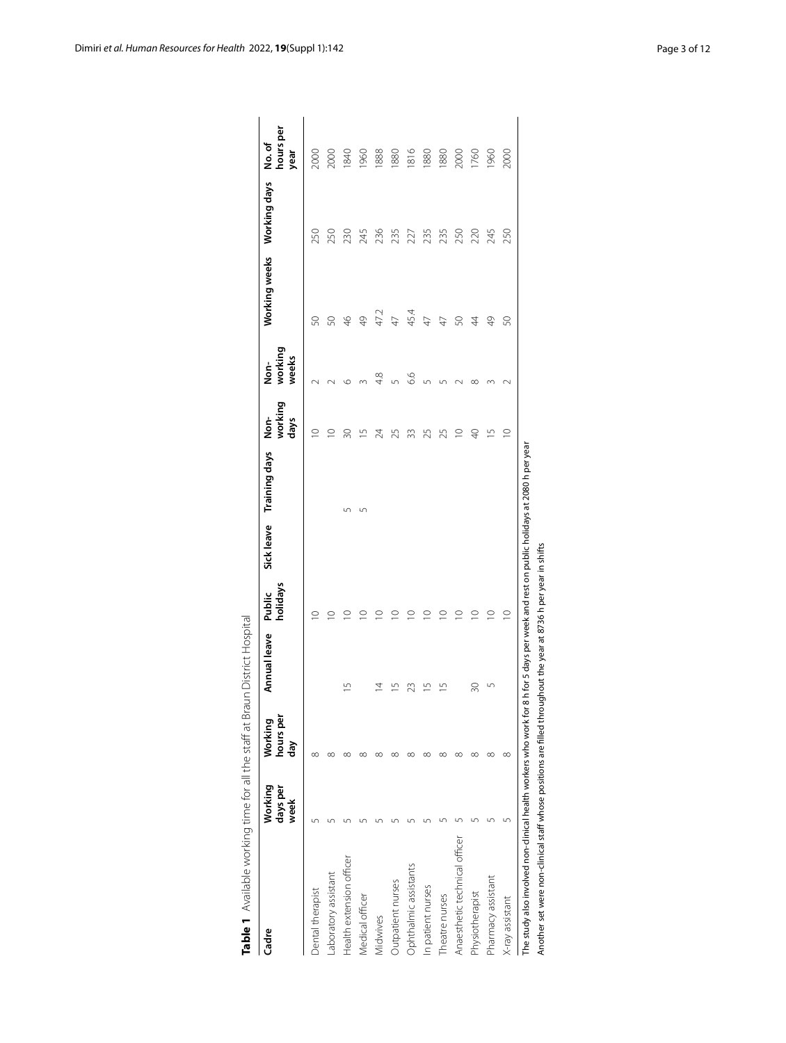**Table 1** Available working time for all the staff at Braun District Hospital

| Cadre | Working days per week | Working hours per day | Annual leave | Public holidays | Sick leave | Training days | Non-working days | Non-working weeks | Working weeks | Working days | No. of hours per year |
|---|---|---|---|---|---|---|---|---|---|---|---|
| Dental therapist | 5 | 8 | | 10 | | | 10 | 2 | 50 | 250 | 2000 |
| Laboratory assistant | 5 | 8 | | 10 | | | 10 | 2 | 50 | 250 | 2000 |
| Health extension officer | 5 | 8 | 15 | 10 | | 5 | 30 | 6 | 46 | 230 | 1840 |
| Medical officer | 5 | 8 | | 10 | | 5 | 15 | 3 | 49 | 245 | 1960 |
| Midwives | 5 | 8 | 14 | 10 | | | 24 | 4.8 | 47.2 | 236 | 1888 |
| Outpatient nurses | 5 | 8 | 15 | 10 | | | 25 | 5 | 47 | 235 | 1880 |
| Ophthalmic assistants | 5 | 8 | 23 | 10 | | | 33 | 6.6 | 45.4 | 227 | 1816 |
| In patient nurses | 5 | 8 | 15 | 10 | | | 25 | 5 | 47 | 235 | 1880 |
| Theatre nurses | 5 | 8 | 15 | 10 | | | 25 | 5 | 47 | 235 | 1880 |
| Anaesthetic technical officer | 5 | 8 | | 10 | | | 10 | 2 | 50 | 250 | 2000 |
| Physiotherapist | 5 | 8 | 30 | 10 | | | 40 | 8 | 44 | 220 | 1760 |
| Pharmacy assistant | 5 | 8 | 5 | 10 | | | 15 | 3 | 49 | 245 | 1960 |
| X-ray assistant | 5 | 8 | | 10 | | | 10 | 2 | 50 | 250 | 2000 |

The study also involved non-clinical health workers who work for 8 h for 5 days per week and rest on public holidays at 2080 h per year

Another set were non-clinical staff whose positions are filled throughout the year at 8736 h per year in shifts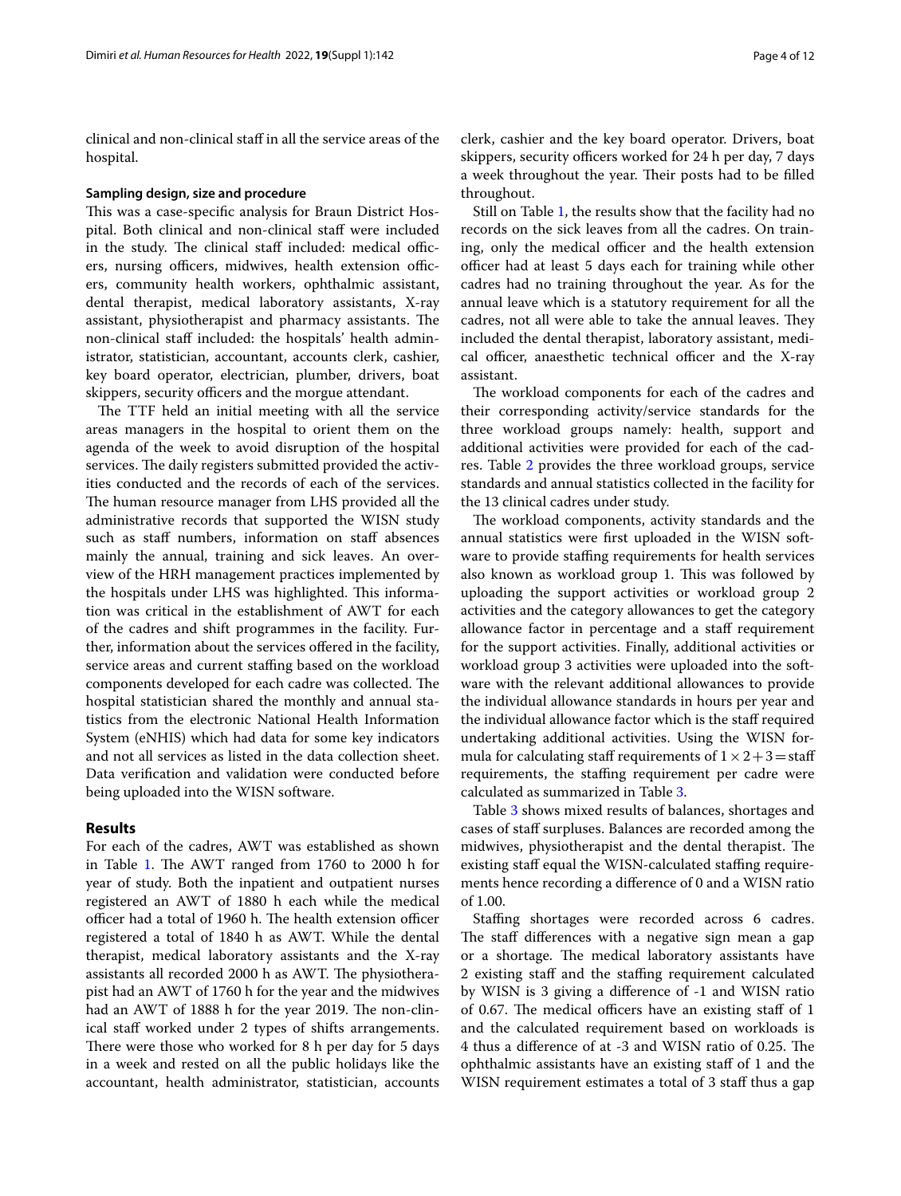clinical and non-clinical staff in all the service areas of the hospital.

### Sampling design, size and procedure

This was a case-specific analysis for Braun District Hospital. Both clinical and non-clinical staff were included in the study. The clinical staff included: medical officers, nursing officers, midwives, health extension officers, community health workers, ophthalmic assistant, dental therapist, medical laboratory assistants, X-ray assistant, physiotherapist and pharmacy assistants. The non-clinical staff included: the hospitals' health administrator, statistician, accountant, accounts clerk, cashier, key board operator, electrician, plumber, drivers, boat skippers, security officers and the morgue attendant.

The TTF held an initial meeting with all the service areas managers in the hospital to orient them on the agenda of the week to avoid disruption of the hospital services. The daily registers submitted provided the activities conducted and the records of each of the services. The human resource manager from LHS provided all the administrative records that supported the WISN study such as staff numbers, information on staff absences mainly the annual, training and sick leaves. An overview of the HRH management practices implemented by the hospitals under LHS was highlighted. This information was critical in the establishment of AWT for each of the cadres and shift programmes in the facility. Further, information about the services offered in the facility, service areas and current staffing based on the workload components developed for each cadre was collected. The hospital statistician shared the monthly and annual statistics from the electronic National Health Information System (eNHIS) which had data for some key indicators and not all services as listed in the data collection sheet. Data verification and validation were conducted before being uploaded into the WISN software.

## Results

For each of the cadres, AWT was established as shown in Table 1. The AWT ranged from 1760 to 2000 h for year of study. Both the inpatient and outpatient nurses registered an AWT of 1880 h each while the medical officer had a total of 1960 h. The health extension officer registered a total of 1840 h as AWT. While the dental therapist, medical laboratory assistants and the X-ray assistants all recorded 2000 h as AWT. The physiotherapist had an AWT of 1760 h for the year and the midwives had an AWT of 1888 h for the year 2019. The non-clinical staff worked under 2 types of shifts arrangements. There were those who worked for 8 h per day for 5 days in a week and rested on all the public holidays like the accountant, health administrator, statistician, accounts clerk, cashier and the key board operator. Drivers, boat skippers, security officers worked for 24 h per day, 7 days a week throughout the year. Their posts had to be filled throughout.

Still on Table 1, the results show that the facility had no records on the sick leaves from all the cadres. On training, only the medical officer and the health extension officer had at least 5 days each for training while other cadres had no training throughout the year. As for the annual leave which is a statutory requirement for all the cadres, not all were able to take the annual leaves. They included the dental therapist, laboratory assistant, medical officer, anaesthetic technical officer and the X-ray assistant.

The workload components for each of the cadres and their corresponding activity/service standards for the three workload groups namely: health, support and additional activities were provided for each of the cadres. Table 2 provides the three workload groups, service standards and annual statistics collected in the facility for the 13 clinical cadres under study.

The workload components, activity standards and the annual statistics were first uploaded in the WISN software to provide staffing requirements for health services also known as workload group 1. This was followed by uploading the support activities or workload group 2 activities and the category allowances to get the category allowance factor in percentage and a staff requirement for the support activities. Finally, additional activities or workload group 3 activities were uploaded into the software with the relevant additional allowances to provide the individual allowance standards in hours per year and the individual allowance factor which is the staff required undertaking additional activities. Using the WISN formula for calculating staff requirements of $1 \times 2 + 3 =$ staff requirements, the staffing requirement per cadre were calculated as summarized in Table 3.

Table 3 shows mixed results of balances, shortages and cases of staff surpluses. Balances are recorded among the midwives, physiotherapist and the dental therapist. The existing staff equal the WISN-calculated staffing requirements hence recording a difference of 0 and a WISN ratio of 1.00.

Staffing shortages were recorded across 6 cadres. The staff differences with a negative sign mean a gap or a shortage. The medical laboratory assistants have 2 existing staff and the staffing requirement calculated by WISN is 3 giving a difference of -1 and WISN ratio of 0.67. The medical officers have an existing staff of 1 and the calculated requirement based on workloads is 4 thus a difference of at -3 and WISN ratio of 0.25. The ophthalmic assistants have an existing staff of 1 and the WISN requirement estimates a total of 3 staff thus a gap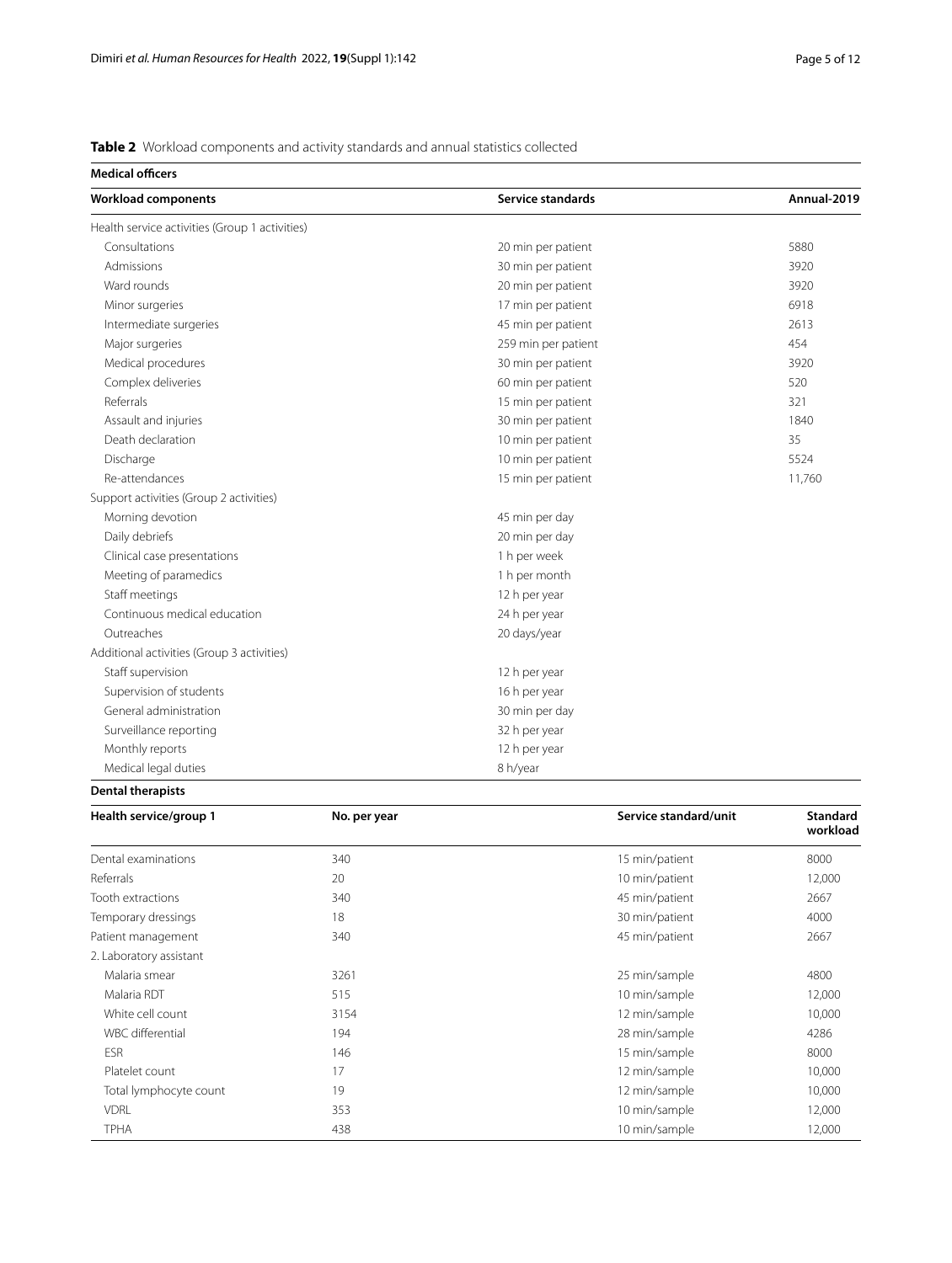**Table 2** Workload components and activity standards and annual statistics collected

**Medical officers**

| Workload components | Service standards | Annual-2019 |
|---|---|---|
| Health service activities (Group 1 activities) | | |
| Consultations | 20 min per patient | 5880 |
| Admissions | 30 min per patient | 3920 |
| Ward rounds | 20 min per patient | 3920 |
| Minor surgeries | 17 min per patient | 6918 |
| Intermediate surgeries | 45 min per patient | 2613 |
| Major surgeries | 259 min per patient | 454 |
| Medical procedures | 30 min per patient | 3920 |
| Complex deliveries | 60 min per patient | 520 |
| Referrals | 15 min per patient | 321 |
| Assault and injuries | 30 min per patient | 1840 |
| Death declaration | 10 min per patient | 35 |
| Discharge | 10 min per patient | 5524 |
| Re-attendances | 15 min per patient | 11,760 |
| Support activities (Group 2 activities) | | |
| Morning devotion | 45 min per day | |
| Daily debriefs | 20 min per day | |
| Clinical case presentations | 1 h per week | |
| Meeting of paramedics | 1 h per month | |
| Staff meetings | 12 h per year | |
| Continuous medical education | 24 h per year | |
| Outreaches | 20 days/year | |
| Additional activities (Group 3 activities) | | |
| Staff supervision | 12 h per year | |
| Supervision of students | 16 h per year | |
| General administration | 30 min per day | |
| Surveillance reporting | 32 h per year | |
| Monthly reports | 12 h per year | |
| Medical legal duties | 8 h/year | |

**Dental therapists**

| Health service/group 1 | No. per year | Service standard/unit | Standard workload |
|---|---|---|---|
| Dental examinations | 340 | 15 min/patient | 8000 |
| Referrals | 20 | 10 min/patient | 12,000 |
| Tooth extractions | 340 | 45 min/patient | 2667 |
| Temporary dressings | 18 | 30 min/patient | 4000 |
| Patient management | 340 | 45 min/patient | 2667 |
| 2. Laboratory assistant | | | |
| Malaria smear | 3261 | 25 min/sample | 4800 |
| Malaria RDT | 515 | 10 min/sample | 12,000 |
| White cell count | 3154 | 12 min/sample | 10,000 |
| WBC differential | 194 | 28 min/sample | 4286 |
| ESR | 146 | 15 min/sample | 8000 |
| Platelet count | 17 | 12 min/sample | 10,000 |
| Total lymphocyte count | 19 | 12 min/sample | 10,000 |
| VDRL | 353 | 10 min/sample | 12,000 |
| TPHA | 438 | 10 min/sample | 12,000 |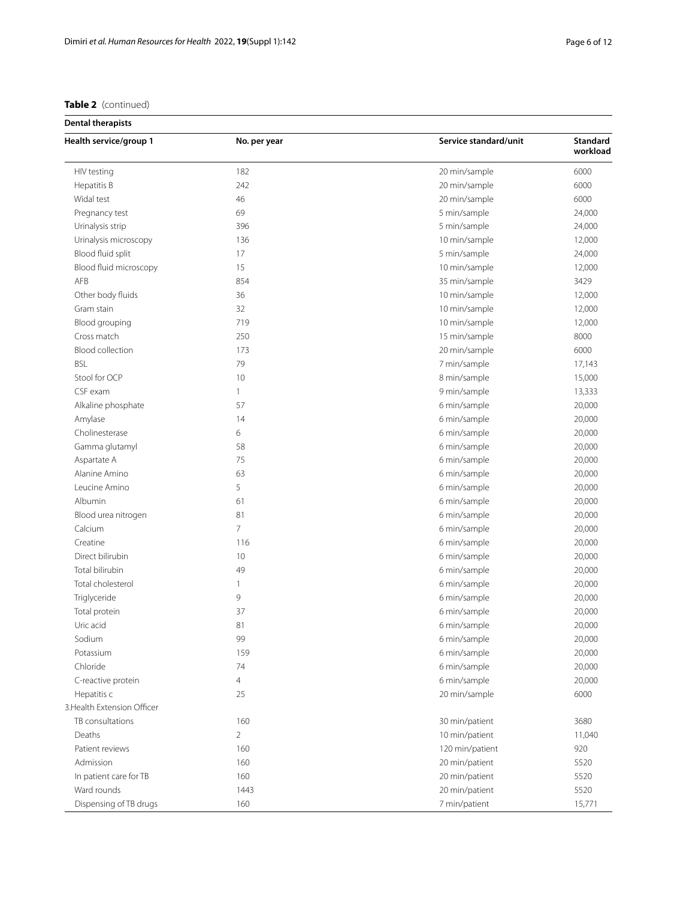**Table 2** (continued)

| Dental therapists | | | |
|---|---|---|---|
| **Health service/group 1** | **No. per year** | **Service standard/unit** | **Standard workload** |
| HIV testing | 182 | 20 min/sample | 6000 |
| Hepatitis B | 242 | 20 min/sample | 6000 |
| Widal test | 46 | 20 min/sample | 6000 |
| Pregnancy test | 69 | 5 min/sample | 24,000 |
| Urinalysis strip | 396 | 5 min/sample | 24,000 |
| Urinalysis microscopy | 136 | 10 min/sample | 12,000 |
| Blood fluid split | 17 | 5 min/sample | 24,000 |
| Blood fluid microscopy | 15 | 10 min/sample | 12,000 |
| AFB | 854 | 35 min/sample | 3429 |
| Other body fluids | 36 | 10 min/sample | 12,000 |
| Gram stain | 32 | 10 min/sample | 12,000 |
| Blood grouping | 719 | 10 min/sample | 12,000 |
| Cross match | 250 | 15 min/sample | 8000 |
| Blood collection | 173 | 20 min/sample | 6000 |
| BSL | 79 | 7 min/sample | 17,143 |
| Stool for OCP | 10 | 8 min/sample | 15,000 |
| CSF exam | 1 | 9 min/sample | 13,333 |
| Alkaline phosphate | 57 | 6 min/sample | 20,000 |
| Amylase | 14 | 6 min/sample | 20,000 |
| Cholinesterase | 6 | 6 min/sample | 20,000 |
| Gamma glutamyl | 58 | 6 min/sample | 20,000 |
| Aspartate A | 75 | 6 min/sample | 20,000 |
| Alanine Amino | 63 | 6 min/sample | 20,000 |
| Leucine Amino | 5 | 6 min/sample | 20,000 |
| Albumin | 61 | 6 min/sample | 20,000 |
| Blood urea nitrogen | 81 | 6 min/sample | 20,000 |
| Calcium | 7 | 6 min/sample | 20,000 |
| Creatine | 116 | 6 min/sample | 20,000 |
| Direct bilirubin | 10 | 6 min/sample | 20,000 |
| Total bilirubin | 49 | 6 min/sample | 20,000 |
| Total cholesterol | 1 | 6 min/sample | 20,000 |
| Triglyceride | 9 | 6 min/sample | 20,000 |
| Total protein | 37 | 6 min/sample | 20,000 |
| Uric acid | 81 | 6 min/sample | 20,000 |
| Sodium | 99 | 6 min/sample | 20,000 |
| Potassium | 159 | 6 min/sample | 20,000 |
| Chloride | 74 | 6 min/sample | 20,000 |
| C-reactive protein | 4 | 6 min/sample | 20,000 |
| Hepatitis c | 25 | 20 min/sample | 6000 |
| 3.Health Extension Officer | | | |
| TB consultations | 160 | 30 min/patient | 3680 |
| Deaths | 2 | 10 min/patient | 11,040 |
| Patient reviews | 160 | 120 min/patient | 920 |
| Admission | 160 | 20 min/patient | 5520 |
| In patient care for TB | 160 | 20 min/patient | 5520 |
| Ward rounds | 1443 | 20 min/patient | 5520 |
| Dispensing of TB drugs | 160 | 7 min/patient | 15,771 |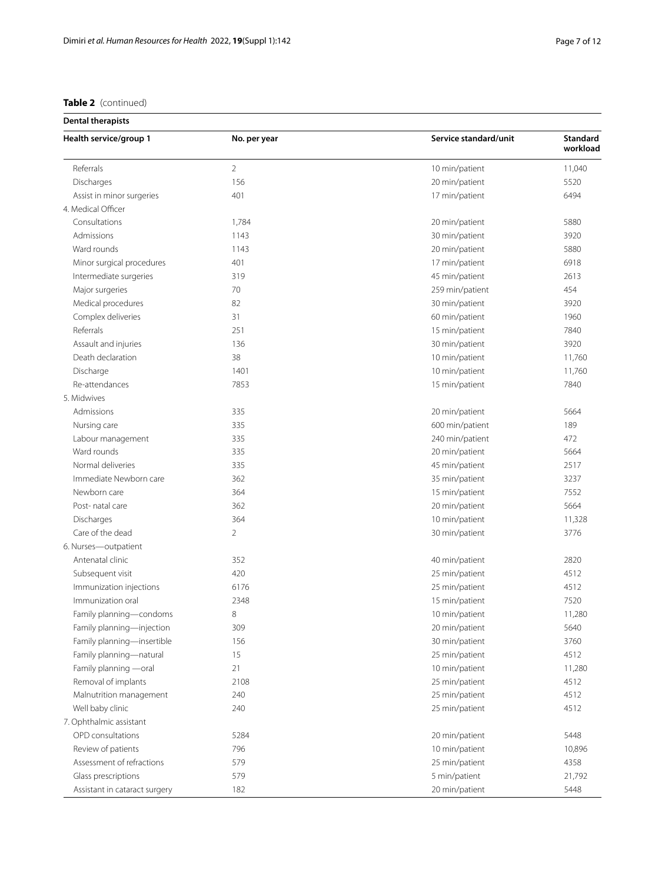**Table 2** (continued)

| Dental therapists | | | |
|---|---|---|---|
| **Health service/group 1** | **No. per year** | **Service standard/unit** | **Standard workload** |
| Referrals | 2 | 10 min/patient | 11,040 |
| Discharges | 156 | 20 min/patient | 5520 |
| Assist in minor surgeries | 401 | 17 min/patient | 6494 |
| 4. Medical Officer | | | |
| Consultations | 1,784 | 20 min/patient | 5880 |
| Admissions | 1143 | 30 min/patient | 3920 |
| Ward rounds | 1143 | 20 min/patient | 5880 |
| Minor surgical procedures | 401 | 17 min/patient | 6918 |
| Intermediate surgeries | 319 | 45 min/patient | 2613 |
| Major surgeries | 70 | 259 min/patient | 454 |
| Medical procedures | 82 | 30 min/patient | 3920 |
| Complex deliveries | 31 | 60 min/patient | 1960 |
| Referrals | 251 | 15 min/patient | 7840 |
| Assault and injuries | 136 | 30 min/patient | 3920 |
| Death declaration | 38 | 10 min/patient | 11,760 |
| Discharge | 1401 | 10 min/patient | 11,760 |
| Re-attendances | 7853 | 15 min/patient | 7840 |
| 5. Midwives | | | |
| Admissions | 335 | 20 min/patient | 5664 |
| Nursing care | 335 | 600 min/patient | 189 |
| Labour management | 335 | 240 min/patient | 472 |
| Ward rounds | 335 | 20 min/patient | 5664 |
| Normal deliveries | 335 | 45 min/patient | 2517 |
| Immediate Newborn care | 362 | 35 min/patient | 3237 |
| Newborn care | 364 | 15 min/patient | 7552 |
| Post- natal care | 362 | 20 min/patient | 5664 |
| Discharges | 364 | 10 min/patient | 11,328 |
| Care of the dead | 2 | 30 min/patient | 3776 |
| 6. Nurses—outpatient | | | |
| Antenatal clinic | 352 | 40 min/patient | 2820 |
| Subsequent visit | 420 | 25 min/patient | 4512 |
| Immunization injections | 6176 | 25 min/patient | 4512 |
| Immunization oral | 2348 | 15 min/patient | 7520 |
| Family planning—condoms | 8 | 10 min/patient | 11,280 |
| Family planning—injection | 309 | 20 min/patient | 5640 |
| Family planning—insertible | 156 | 30 min/patient | 3760 |
| Family planning—natural | 15 | 25 min/patient | 4512 |
| Family planning —oral | 21 | 10 min/patient | 11,280 |
| Removal of implants | 2108 | 25 min/patient | 4512 |
| Malnutrition management | 240 | 25 min/patient | 4512 |
| Well baby clinic | 240 | 25 min/patient | 4512 |
| 7. Ophthalmic assistant | | | |
| OPD consultations | 5284 | 20 min/patient | 5448 |
| Review of patients | 796 | 10 min/patient | 10,896 |
| Assessment of refractions | 579 | 25 min/patient | 4358 |
| Glass prescriptions | 579 | 5 min/patient | 21,792 |
| Assistant in cataract surgery | 182 | 20 min/patient | 5448 |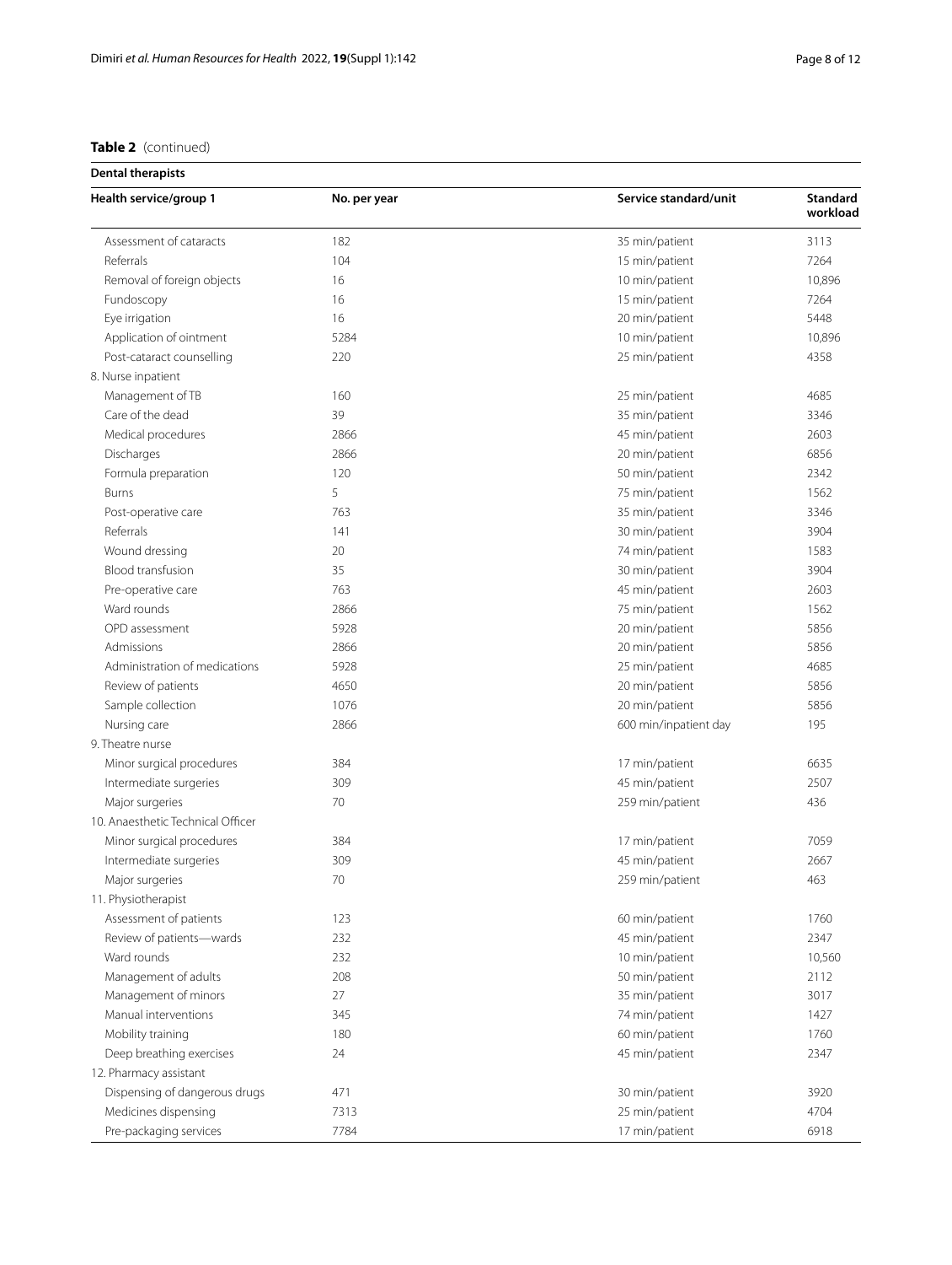**Table 2** (continued)

| Dental therapists | | | |
|---|---|---|---|
| **Health service/group 1** | **No. per year** | **Service standard/unit** | **Standard workload** |
| Assessment of cataracts | 182 | 35 min/patient | 3113 |
| Referrals | 104 | 15 min/patient | 7264 |
| Removal of foreign objects | 16 | 10 min/patient | 10,896 |
| Fundoscopy | 16 | 15 min/patient | 7264 |
| Eye irrigation | 16 | 20 min/patient | 5448 |
| Application of ointment | 5284 | 10 min/patient | 10,896 |
| Post-cataract counselling | 220 | 25 min/patient | 4358 |
| 8. Nurse inpatient | | | |
| Management of TB | 160 | 25 min/patient | 4685 |
| Care of the dead | 39 | 35 min/patient | 3346 |
| Medical procedures | 2866 | 45 min/patient | 2603 |
| Discharges | 2866 | 20 min/patient | 6856 |
| Formula preparation | 120 | 50 min/patient | 2342 |
| Burns | 5 | 75 min/patient | 1562 |
| Post-operative care | 763 | 35 min/patient | 3346 |
| Referrals | 141 | 30 min/patient | 3904 |
| Wound dressing | 20 | 74 min/patient | 1583 |
| Blood transfusion | 35 | 30 min/patient | 3904 |
| Pre-operative care | 763 | 45 min/patient | 2603 |
| Ward rounds | 2866 | 75 min/patient | 1562 |
| OPD assessment | 5928 | 20 min/patient | 5856 |
| Admissions | 2866 | 20 min/patient | 5856 |
| Administration of medications | 5928 | 25 min/patient | 4685 |
| Review of patients | 4650 | 20 min/patient | 5856 |
| Sample collection | 1076 | 20 min/patient | 5856 |
| Nursing care | 2866 | 600 min/inpatient day | 195 |
| 9. Theatre nurse | | | |
| Minor surgical procedures | 384 | 17 min/patient | 6635 |
| Intermediate surgeries | 309 | 45 min/patient | 2507 |
| Major surgeries | 70 | 259 min/patient | 436 |
| 10. Anaesthetic Technical Officer | | | |
| Minor surgical procedures | 384 | 17 min/patient | 7059 |
| Intermediate surgeries | 309 | 45 min/patient | 2667 |
| Major surgeries | 70 | 259 min/patient | 463 |
| 11. Physiotherapist | | | |
| Assessment of patients | 123 | 60 min/patient | 1760 |
| Review of patients—wards | 232 | 45 min/patient | 2347 |
| Ward rounds | 232 | 10 min/patient | 10,560 |
| Management of adults | 208 | 50 min/patient | 2112 |
| Management of minors | 27 | 35 min/patient | 3017 |
| Manual interventions | 345 | 74 min/patient | 1427 |
| Mobility training | 180 | 60 min/patient | 1760 |
| Deep breathing exercises | 24 | 45 min/patient | 2347 |
| 12. Pharmacy assistant | | | |
| Dispensing of dangerous drugs | 471 | 30 min/patient | 3920 |
| Medicines dispensing | 7313 | 25 min/patient | 4704 |
| Pre-packaging services | 7784 | 17 min/patient | 6918 |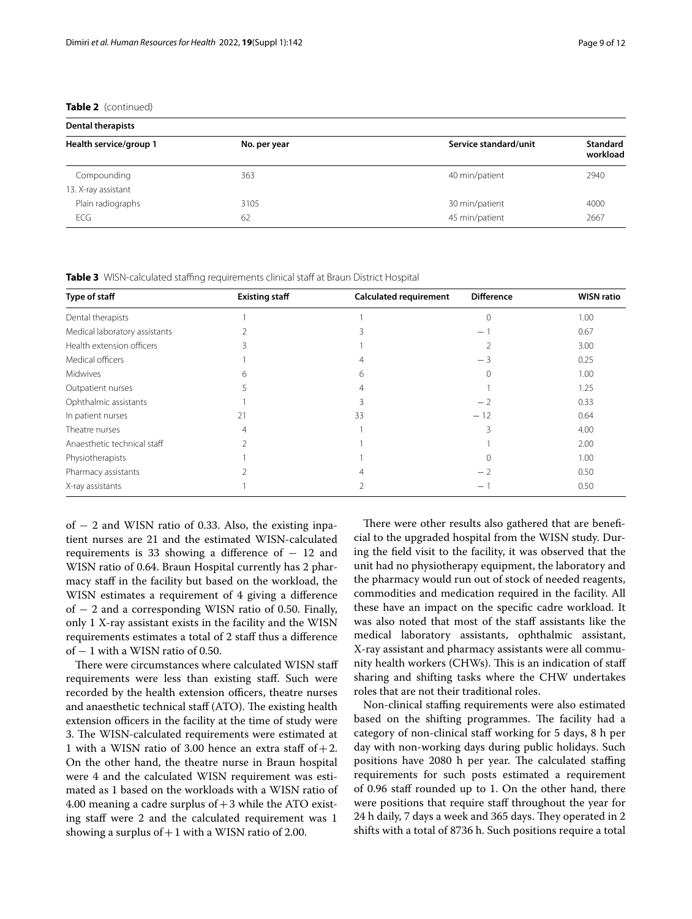**Table 2** (continued)

| Dental therapists | | | |
|---|---|---|---|
| **Health service/group 1** | **No. per year** | **Service standard/unit** | **Standard workload** |
| Compounding | 363 | 40 min/patient | 2940 |
| 13. X-ray assistant | | | |
| Plain radiographs | 3105 | 30 min/patient | 4000 |
| ECG | 62 | 45 min/patient | 2667 |

**Table 3** WISN-calculated staffing requirements clinical staff at Braun District Hospital

| Type of staff | Existing staff | Calculated requirement | Difference | WISN ratio |
|---|---|---|---|---|
| Dental therapists | 1 | 1 | 0 | 1.00 |
| Medical laboratory assistants | 2 | 3 | − 1 | 0.67 |
| Health extension officers | 3 | 1 | 2 | 3.00 |
| Medical officers | 1 | 4 | − 3 | 0.25 |
| Midwives | 6 | 6 | 0 | 1.00 |
| Outpatient nurses | 5 | 4 | 1 | 1.25 |
| Ophthalmic assistants | 1 | 3 | − 2 | 0.33 |
| In patient nurses | 21 | 33 | − 12 | 0.64 |
| Theatre nurses | 4 | 1 | 3 | 4.00 |
| Anaesthetic technical staff | 2 | 1 | 1 | 2.00 |
| Physiotherapists | 1 | 1 | 0 | 1.00 |
| Pharmacy assistants | 2 | 4 | − 2 | 0.50 |
| X-ray assistants | 1 | 2 | − 1 | 0.50 |

of − 2 and WISN ratio of 0.33. Also, the existing inpatient nurses are 21 and the estimated WISN-calculated requirements is 33 showing a difference of − 12 and WISN ratio of 0.64. Braun Hospital currently has 2 pharmacy staff in the facility but based on the workload, the WISN estimates a requirement of 4 giving a difference of − 2 and a corresponding WISN ratio of 0.50. Finally, only 1 X-ray assistant exists in the facility and the WISN requirements estimates a total of 2 staff thus a difference of − 1 with a WISN ratio of 0.50.

There were circumstances where calculated WISN staff requirements were less than existing staff. Such were recorded by the health extension officers, theatre nurses and anaesthetic technical staff (ATO). The existing health extension officers in the facility at the time of study were 3. The WISN-calculated requirements were estimated at 1 with a WISN ratio of 3.00 hence an extra staff of + 2. On the other hand, the theatre nurse in Braun hospital were 4 and the calculated WISN requirement was estimated as 1 based on the workloads with a WISN ratio of 4.00 meaning a cadre surplus of + 3 while the ATO existing staff were 2 and the calculated requirement was 1 showing a surplus of + 1 with a WISN ratio of 2.00.

There were other results also gathered that are beneficial to the upgraded hospital from the WISN study. During the field visit to the facility, it was observed that the unit had no physiotherapy equipment, the laboratory and the pharmacy would run out of stock of needed reagents, commodities and medication required in the facility. All these have an impact on the specific cadre workload. It was also noted that most of the staff assistants like the medical laboratory assistants, ophthalmic assistant, X-ray assistant and pharmacy assistants were all community health workers (CHWs). This is an indication of staff sharing and shifting tasks where the CHW undertakes roles that are not their traditional roles.

Non-clinical staffing requirements were also estimated based on the shifting programmes. The facility had a category of non-clinical staff working for 5 days, 8 h per day with non-working days during public holidays. Such positions have 2080 h per year. The calculated staffing requirements for such posts estimated a requirement of 0.96 staff rounded up to 1. On the other hand, there were positions that require staff throughout the year for 24 h daily, 7 days a week and 365 days. They operated in 2 shifts with a total of 8736 h. Such positions require a total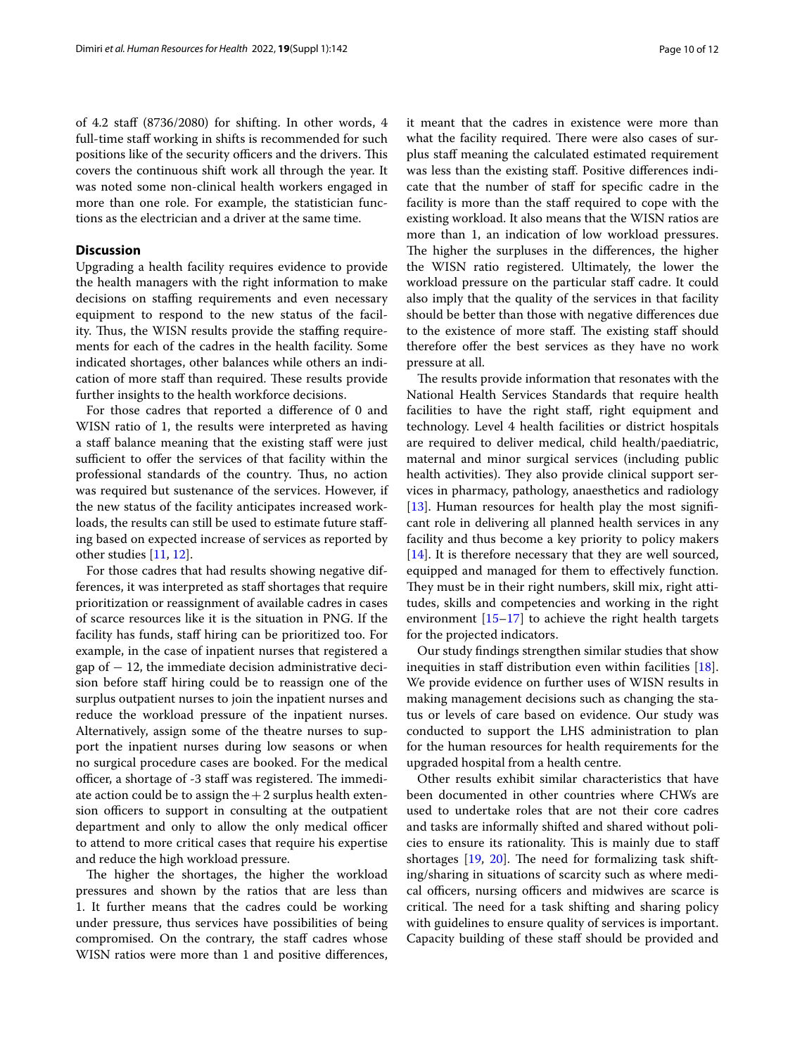of 4.2 staff (8736/2080) for shifting. In other words, 4 full-time staff working in shifts is recommended for such positions like of the security officers and the drivers. This covers the continuous shift work all through the year. It was noted some non-clinical health workers engaged in more than one role. For example, the statistician functions as the electrician and a driver at the same time.

## Discussion

Upgrading a health facility requires evidence to provide the health managers with the right information to make decisions on staffing requirements and even necessary equipment to respond to the new status of the facility. Thus, the WISN results provide the staffing requirements for each of the cadres in the health facility. Some indicated shortages, other balances while others an indication of more staff than required. These results provide further insights to the health workforce decisions.

For those cadres that reported a difference of 0 and WISN ratio of 1, the results were interpreted as having a staff balance meaning that the existing staff were just sufficient to offer the services of that facility within the professional standards of the country. Thus, no action was required but sustenance of the services. However, if the new status of the facility anticipates increased workloads, the results can still be used to estimate future staffing based on expected increase of services as reported by other studies [11, 12].

For those cadres that had results showing negative differences, it was interpreted as staff shortages that require prioritization or reassignment of available cadres in cases of scarce resources like it is the situation in PNG. If the facility has funds, staff hiring can be prioritized too. For example, in the case of inpatient nurses that registered a gap of − 12, the immediate decision administrative decision before staff hiring could be to reassign one of the surplus outpatient nurses to join the inpatient nurses and reduce the workload pressure of the inpatient nurses. Alternatively, assign some of the theatre nurses to support the inpatient nurses during low seasons or when no surgical procedure cases are booked. For the medical officer, a shortage of -3 staff was registered. The immediate action could be to assign the + 2 surplus health extension officers to support in consulting at the outpatient department and only to allow the only medical officer to attend to more critical cases that require his expertise and reduce the high workload pressure.

The higher the shortages, the higher the workload pressures and shown by the ratios that are less than 1. It further means that the cadres could be working under pressure, thus services have possibilities of being compromised. On the contrary, the staff cadres whose WISN ratios were more than 1 and positive differences, it meant that the cadres in existence were more than what the facility required. There were also cases of surplus staff meaning the calculated estimated requirement was less than the existing staff. Positive differences indicate that the number of staff for specific cadre in the facility is more than the staff required to cope with the existing workload. It also means that the WISN ratios are more than 1, an indication of low workload pressures. The higher the surpluses in the differences, the higher the WISN ratio registered. Ultimately, the lower the workload pressure on the particular staff cadre. It could also imply that the quality of the services in that facility should be better than those with negative differences due to the existence of more staff. The existing staff should therefore offer the best services as they have no work pressure at all.

The results provide information that resonates with the National Health Services Standards that require health facilities to have the right staff, right equipment and technology. Level 4 health facilities or district hospitals are required to deliver medical, child health/paediatric, maternal and minor surgical services (including public health activities). They also provide clinical support services in pharmacy, pathology, anaesthetics and radiology [13]. Human resources for health play the most significant role in delivering all planned health services in any facility and thus become a key priority to policy makers [14]. It is therefore necessary that they are well sourced, equipped and managed for them to effectively function. They must be in their right numbers, skill mix, right attitudes, skills and competencies and working in the right environment [15–17] to achieve the right health targets for the projected indicators.

Our study findings strengthen similar studies that show inequities in staff distribution even within facilities [18]. We provide evidence on further uses of WISN results in making management decisions such as changing the status or levels of care based on evidence. Our study was conducted to support the LHS administration to plan for the human resources for health requirements for the upgraded hospital from a health centre.

Other results exhibit similar characteristics that have been documented in other countries where CHWs are used to undertake roles that are not their core cadres and tasks are informally shifted and shared without policies to ensure its rationality. This is mainly due to staff shortages [19, 20]. The need for formalizing task shifting/sharing in situations of scarcity such as where medical officers, nursing officers and midwives are scarce is critical. The need for a task shifting and sharing policy with guidelines to ensure quality of services is important. Capacity building of these staff should be provided and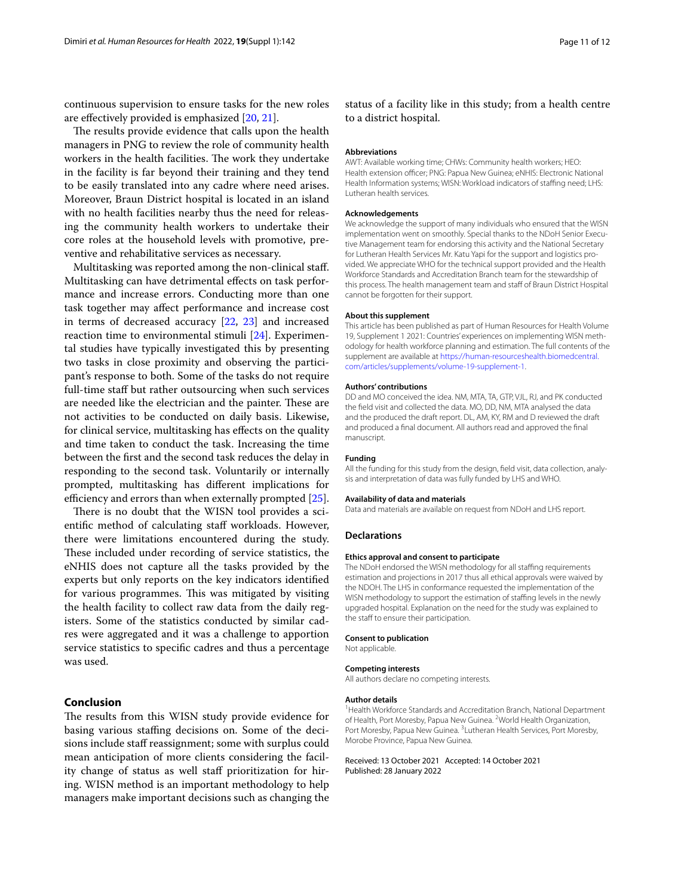continuous supervision to ensure tasks for the new roles are effectively provided is emphasized [20, 21].

The results provide evidence that calls upon the health managers in PNG to review the role of community health workers in the health facilities. The work they undertake in the facility is far beyond their training and they tend to be easily translated into any cadre where need arises. Moreover, Braun District hospital is located in an island with no health facilities nearby thus the need for releasing the community health workers to undertake their core roles at the household levels with promotive, preventive and rehabilitative services as necessary.

Multitasking was reported among the non-clinical staff. Multitasking can have detrimental effects on task performance and increase errors. Conducting more than one task together may affect performance and increase cost in terms of decreased accuracy [22, 23] and increased reaction time to environmental stimuli [24]. Experimental studies have typically investigated this by presenting two tasks in close proximity and observing the participant's response to both. Some of the tasks do not require full-time staff but rather outsourcing when such services are needed like the electrician and the painter. These are not activities to be conducted on daily basis. Likewise, for clinical service, multitasking has effects on the quality and time taken to conduct the task. Increasing the time between the first and the second task reduces the delay in responding to the second task. Voluntarily or internally prompted, multitasking has different implications for efficiency and errors than when externally prompted [25].

There is no doubt that the WISN tool provides a scientific method of calculating staff workloads. However, there were limitations encountered during the study. These included under recording of service statistics, the eNHIS does not capture all the tasks provided by the experts but only reports on the key indicators identified for various programmes. This was mitigated by visiting the health facility to collect raw data from the daily registers. Some of the statistics conducted by similar cadres were aggregated and it was a challenge to apportion service statistics to specific cadres and thus a percentage was used.

## Conclusion

The results from this WISN study provide evidence for basing various staffing decisions on. Some of the decisions include staff reassignment; some with surplus could mean anticipation of more clients considering the facility change of status as well staff prioritization for hiring. WISN method is an important methodology to help managers make important decisions such as changing the status of a facility like in this study; from a health centre to a district hospital.

#### Abbreviations

AWT: Available working time; CHWs: Community health workers; HEO: Health extension officer; PNG: Papua New Guinea; eNHIS: Electronic National Health Information systems; WISN: Workload indicators of staffing need; LHS: Lutheran health services.

#### Acknowledgements

We acknowledge the support of many individuals who ensured that the WISN implementation went on smoothly. Special thanks to the NDoH Senior Executive Management team for endorsing this activity and the National Secretary for Lutheran Health Services Mr. Katu Yapi for the support and logistics provided. We appreciate WHO for the technical support provided and the Health Workforce Standards and Accreditation Branch team for the stewardship of this process. The health management team and staff of Braun District Hospital cannot be forgotten for their support.

#### About this supplement

This article has been published as part of Human Resources for Health Volume 19, Supplement 1 2021: Countries' experiences on implementing WISN methodology for health workforce planning and estimation. The full contents of the supplement are available at https://human-resourceshealth.biomedcentral.com/articles/supplements/volume-19-supplement-1.

#### Authors' contributions

DD and MO conceived the idea. NM, MTA, TA, GTP, VJL, RJ, and PK conducted the field visit and collected the data. MO, DD, NM, MTA analysed the data and the produced the draft report. DL, AM, KY, RM and D reviewed the draft and produced a final document. All authors read and approved the final manuscript.

#### Funding

All the funding for this study from the design, field visit, data collection, analysis and interpretation of data was fully funded by LHS and WHO.

#### Availability of data and materials

Data and materials are available on request from NDoH and LHS report.

## Declarations

#### Ethics approval and consent to participate

The NDoH endorsed the WISN methodology for all staffing requirements estimation and projections in 2017 thus all ethical approvals were waived by the NDOH. The LHS in conformance requested the implementation of the WISN methodology to support the estimation of staffing levels in the newly upgraded hospital. Explanation on the need for the study was explained to the staff to ensure their participation.

#### Consent to publication

Not applicable.

#### Competing interests

All authors declare no competing interests.

#### Author details

[1]Health Workforce Standards and Accreditation Branch, National Department of Health, Port Moresby, Papua New Guinea. [2]World Health Organization, Port Moresby, Papua New Guinea. [3]Lutheran Health Services, Port Moresby, Morobe Province, Papua New Guinea.

Received: 13 October 2021 Accepted: 14 October 2021
Published: 28 January 2022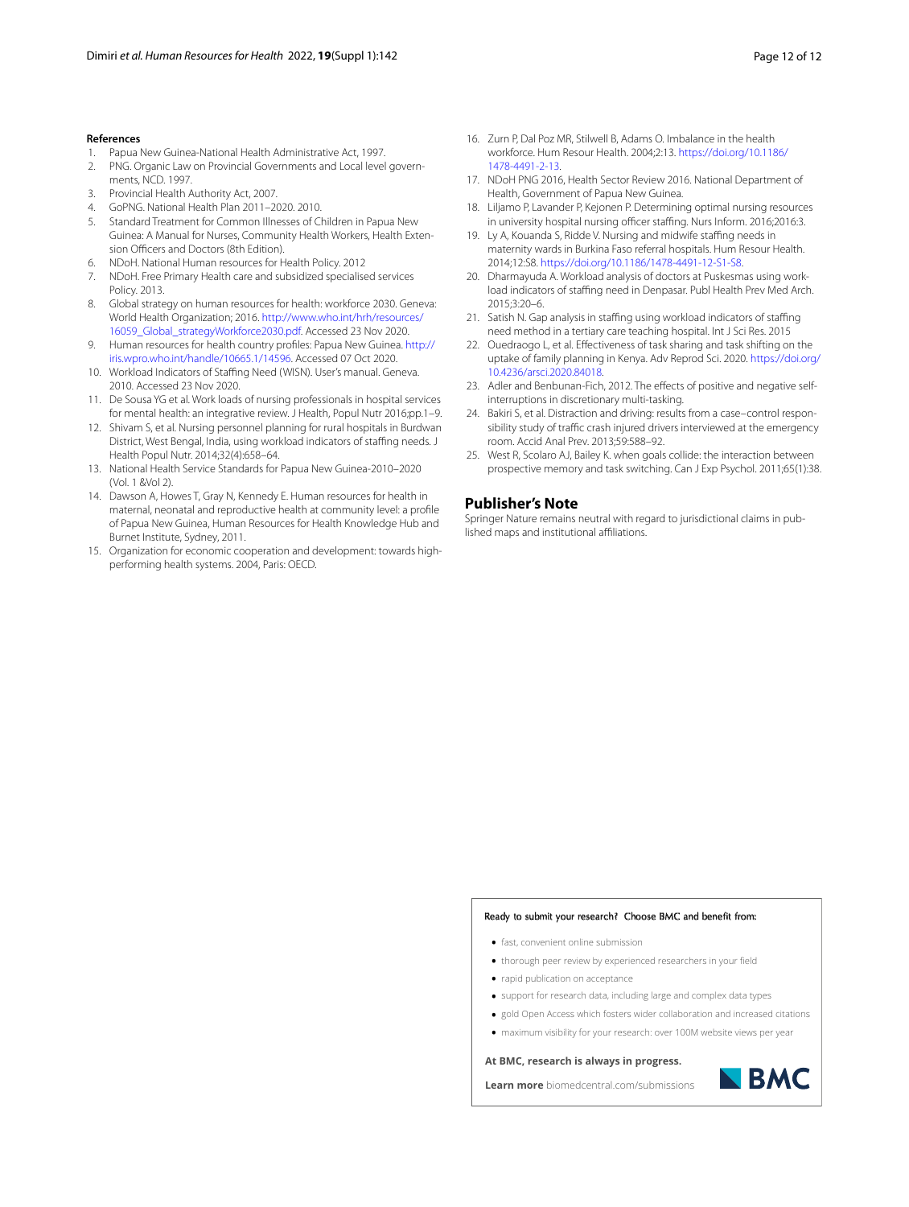## References

1. Papua New Guinea-National Health Administrative Act, 1997.
2. PNG. Organic Law on Provincial Governments and Local level governments, NCD. 1997.
3. Provincial Health Authority Act, 2007.
4. GoPNG. National Health Plan 2011–2020. 2010.
5. Standard Treatment for Common Illnesses of Children in Papua New Guinea: A Manual for Nurses, Community Health Workers, Health Extension Officers and Doctors (8th Edition).
6. NDoH. National Human resources for Health Policy. 2012
7. NDoH. Free Primary Health care and subsidized specialised services Policy. 2013.
8. Global strategy on human resources for health: workforce 2030. Geneva: World Health Organization; 2016. http://www.who.int/hrh/resources/16059_Global_strategyWorkforce2030.pdf. Accessed 23 Nov 2020.
9. Human resources for health country profiles: Papua New Guinea. http://iris.wpro.who.int/handle/10665.1/14596. Accessed 07 Oct 2020.
10. Workload Indicators of Staffing Need (WISN). User's manual. Geneva. 2010. Accessed 23 Nov 2020.
11. De Sousa YG et al. Work loads of nursing professionals in hospital services for mental health: an integrative review. J Health, Popul Nutr 2016;pp.1–9.
12. Shivam S, et al. Nursing personnel planning for rural hospitals in Burdwan District, West Bengal, India, using workload indicators of staffing needs. J Health Popul Nutr. 2014;32(4):658–64.
13. National Health Service Standards for Papua New Guinea-2010–2020 (Vol. 1 &Vol 2).
14. Dawson A, Howes T, Gray N, Kennedy E. Human resources for health in maternal, neonatal and reproductive health at community level: a profile of Papua New Guinea, Human Resources for Health Knowledge Hub and Burnet Institute, Sydney, 2011.
15. Organization for economic cooperation and development: towards high-performing health systems. 2004, Paris: OECD.
16. Zurn P, Dal Poz MR, Stilwell B, Adams O. Imbalance in the health workforce. Hum Resour Health. 2004;2:13. https://doi.org/10.1186/1478-4491-2-13.
17. NDoH PNG 2016, Health Sector Review 2016. National Department of Health, Government of Papua New Guinea.
18. Liljamo P, Lavander P, Kejonen P. Determining optimal nursing resources in university hospital nursing officer staffing. Nurs Inform. 2016;2016:3.
19. Ly A, Kouanda S, Ridde V. Nursing and midwife staffing needs in maternity wards in Burkina Faso referral hospitals. Hum Resour Health. 2014;12:S8. https://doi.org/10.1186/1478-4491-12-S1-S8.
20. Dharmayuda A. Workload analysis of doctors at Puskesmas using workload indicators of staffing need in Denpasar. Publ Health Prev Med Arch. 2015;3:20–6.
21. Satish N. Gap analysis in staffing using workload indicators of staffing need method in a tertiary care teaching hospital. Int J Sci Res. 2015
22. Ouedraogo L, et al. Effectiveness of task sharing and task shifting on the uptake of family planning in Kenya. Adv Reprod Sci. 2020. https://doi.org/10.4236/arsci.2020.84018.
23. Adler and Benbunan-Fich, 2012. The effects of positive and negative self-interruptions in discretionary multi-tasking.
24. Bakiri S, et al. Distraction and driving: results from a case–control responsibility study of traffic crash injured drivers interviewed at the emergency room. Accid Anal Prev. 2013;59:588–92.
25. West R, Scolaro AJ, Bailey K. when goals collide: the interaction between prospective memory and task switching. Can J Exp Psychol. 2011;65(1):38.

## Publisher's Note

Springer Nature remains neutral with regard to jurisdictional claims in published maps and institutional affiliations.

Ready to submit your research? Choose BMC and benefit from:

- fast, convenient online submission
- thorough peer review by experienced researchers in your field
- rapid publication on acceptance
- support for research data, including large and complex data types
- gold Open Access which fosters wider collaboration and increased citations
- maximum visibility for your research: over 100M website views per year

**At BMC, research is always in progress.**

**Learn more** biomedcentral.com/submissions

BMC